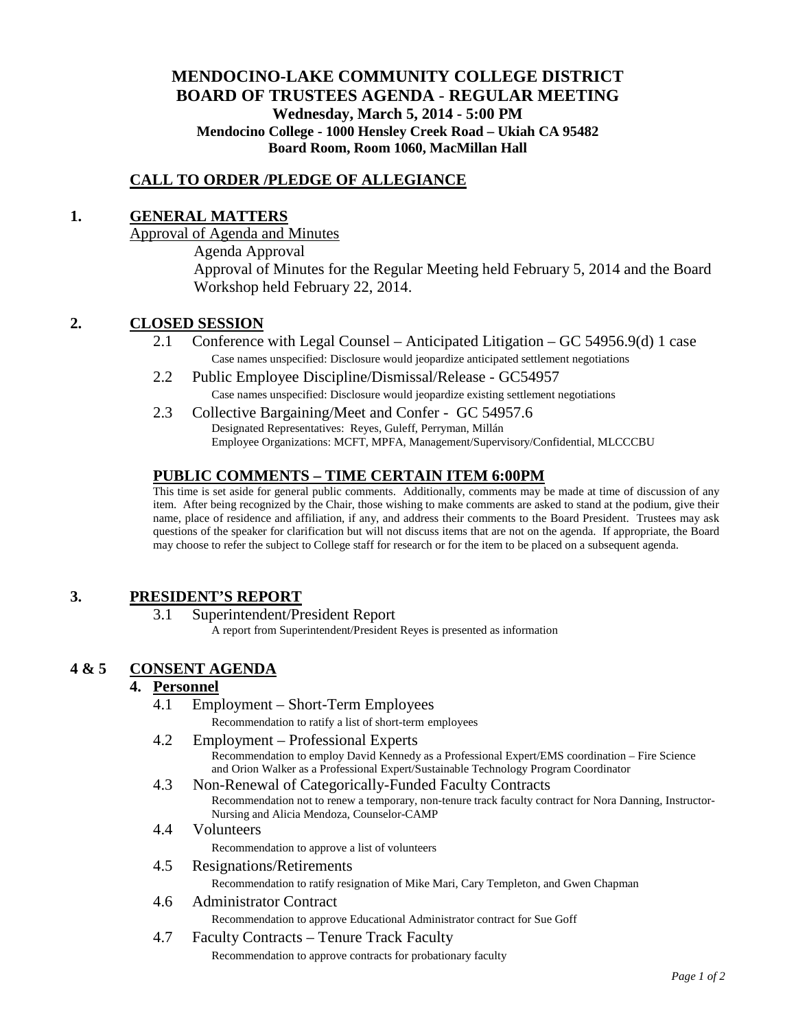# MENDOCINO-LAKE COMMUNITY COLLEGE DISTRICT
## BOARD OF TRUSTEES AGENDA - REGULAR MEETING
**Wednesday, March 5, 2014 - 5:00 PM**
**Mendocino College - 1000 Hensley Creek Road – Ukiah CA 95482**
**Board Room, Room 1060, MacMillan Hall**

## CALL TO ORDER /PLEDGE OF ALLEGIANCE

## 1. GENERAL MATTERS

Approval of Agenda and Minutes

Agenda Approval

Approval of Minutes for the Regular Meeting held February 5, 2014 and the Board Workshop held February 22, 2014.

## 2. CLOSED SESSION

2.1 Conference with Legal Counsel – Anticipated Litigation – GC 54956.9(d) 1 case
Case names unspecified: Disclosure would jeopardize anticipated settlement negotiations

2.2 Public Employee Discipline/Dismissal/Release - GC54957
Case names unspecified: Disclosure would jeopardize existing settlement negotiations

2.3 Collective Bargaining/Meet and Confer - GC 54957.6
Designated Representatives: Reyes, Guleff, Perryman, Millán
Employee Organizations: MCFT, MPFA, Management/Supervisory/Confidential, MLCCCBU

## PUBLIC COMMENTS – TIME CERTAIN ITEM 6:00PM

This time is set aside for general public comments. Additionally, comments may be made at time of discussion of any item. After being recognized by the Chair, those wishing to make comments are asked to stand at the podium, give their name, place of residence and affiliation, if any, and address their comments to the Board President. Trustees may ask questions of the speaker for clarification but will not discuss items that are not on the agenda. If appropriate, the Board may choose to refer the subject to College staff for research or for the item to be placed on a subsequent agenda.

## 3. PRESIDENT'S REPORT

3.1 Superintendent/President Report
A report from Superintendent/President Reyes is presented as information

## 4 & 5 CONSENT AGENDA

### 4. Personnel

4.1 Employment – Short-Term Employees
Recommendation to ratify a list of short-term employees

4.2 Employment – Professional Experts
Recommendation to employ David Kennedy as a Professional Expert/EMS coordination – Fire Science and Orion Walker as a Professional Expert/Sustainable Technology Program Coordinator

4.3 Non-Renewal of Categorically-Funded Faculty Contracts
Recommendation not to renew a temporary, non-tenure track faculty contract for Nora Danning, Instructor-Nursing and Alicia Mendoza, Counselor-CAMP

4.4 Volunteers
Recommendation to approve a list of volunteers

4.5 Resignations/Retirements
Recommendation to ratify resignation of Mike Mari, Cary Templeton, and Gwen Chapman

4.6 Administrator Contract
Recommendation to approve Educational Administrator contract for Sue Goff

4.7 Faculty Contracts – Tenure Track Faculty
Recommendation to approve contracts for probationary faculty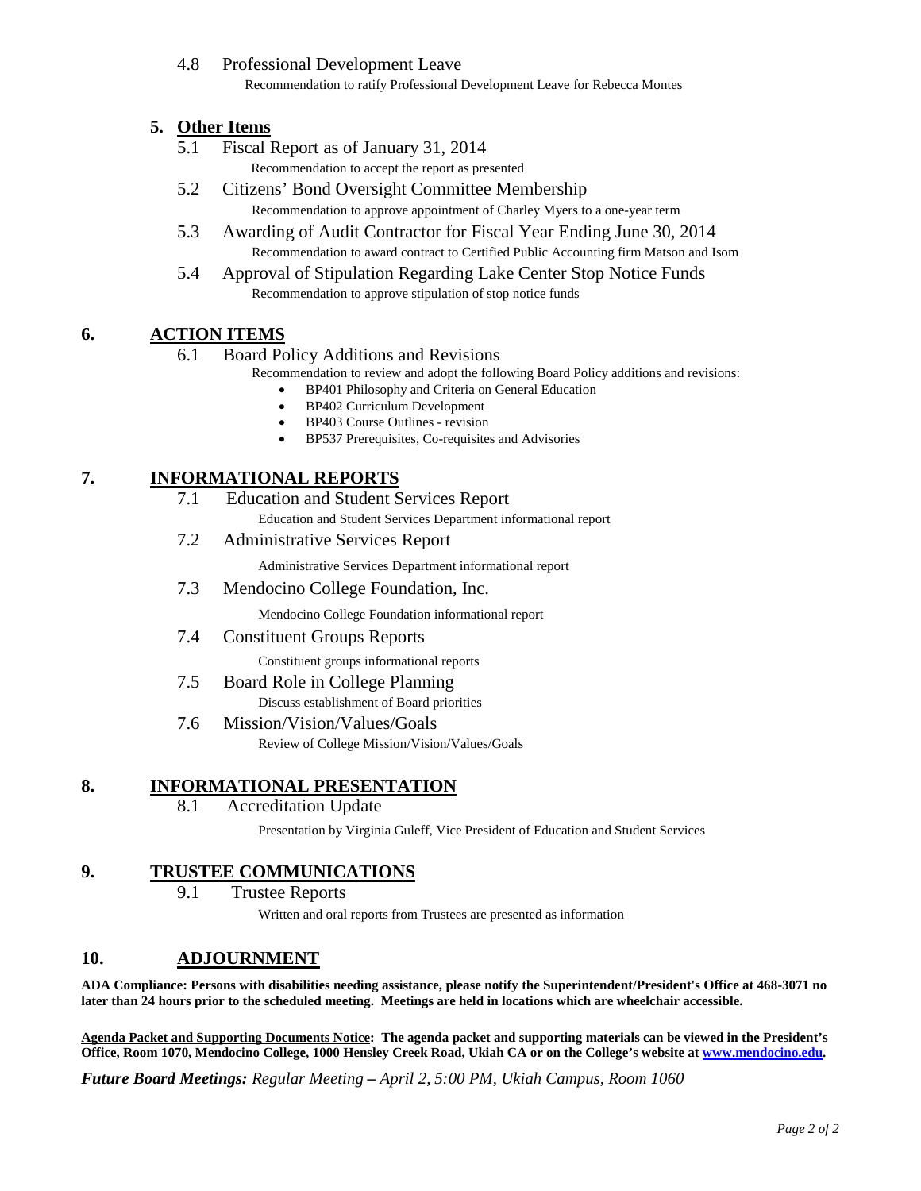4.8 Professional Development Leave

Recommendation to ratify Professional Development Leave for Rebecca Montes

## 5. Other Items

5.1 Fiscal Report as of January 31, 2014

Recommendation to accept the report as presented

5.2 Citizens' Bond Oversight Committee Membership

Recommendation to approve appointment of Charley Myers to a one-year term

5.3 Awarding of Audit Contractor for Fiscal Year Ending June 30, 2014

Recommendation to award contract to Certified Public Accounting firm Matson and Isom

5.4 Approval of Stipulation Regarding Lake Center Stop Notice Funds

Recommendation to approve stipulation of stop notice funds

## 6. ACTION ITEMS

6.1 Board Policy Additions and Revisions

Recommendation to review and adopt the following Board Policy additions and revisions:

- BP401 Philosophy and Criteria on General Education
- BP402 Curriculum Development
- BP403 Course Outlines - revision
- BP537 Prerequisites, Co-requisites and Advisories

## 7. INFORMATIONAL REPORTS

7.1 Education and Student Services Report

Education and Student Services Department informational report

7.2 Administrative Services Report

Administrative Services Department informational report

7.3 Mendocino College Foundation, Inc.

Mendocino College Foundation informational report

7.4 Constituent Groups Reports

Constituent groups informational reports

7.5 Board Role in College Planning

Discuss establishment of Board priorities

7.6 Mission/Vision/Values/Goals

Review of College Mission/Vision/Values/Goals

## 8. INFORMATIONAL PRESENTATION

8.1 Accreditation Update

Presentation by Virginia Guleff, Vice President of Education and Student Services

## 9. TRUSTEE COMMUNICATIONS

9.1 Trustee Reports

Written and oral reports from Trustees are presented as information

## 10. ADJOURNMENT

**ADA Compliance: Persons with disabilities needing assistance, please notify the Superintendent/President's Office at 468-3071 no later than 24 hours prior to the scheduled meeting. Meetings are held in locations which are wheelchair accessible.**

**Agenda Packet and Supporting Documents Notice: The agenda packet and supporting materials can be viewed in the President's Office, Room 1070, Mendocino College, 1000 Hensley Creek Road, Ukiah CA or on the College's website at www.mendocino.edu.**

***Future Board Meetings:*** *Regular Meeting – April 2, 5:00 PM, Ukiah Campus, Room 1060*